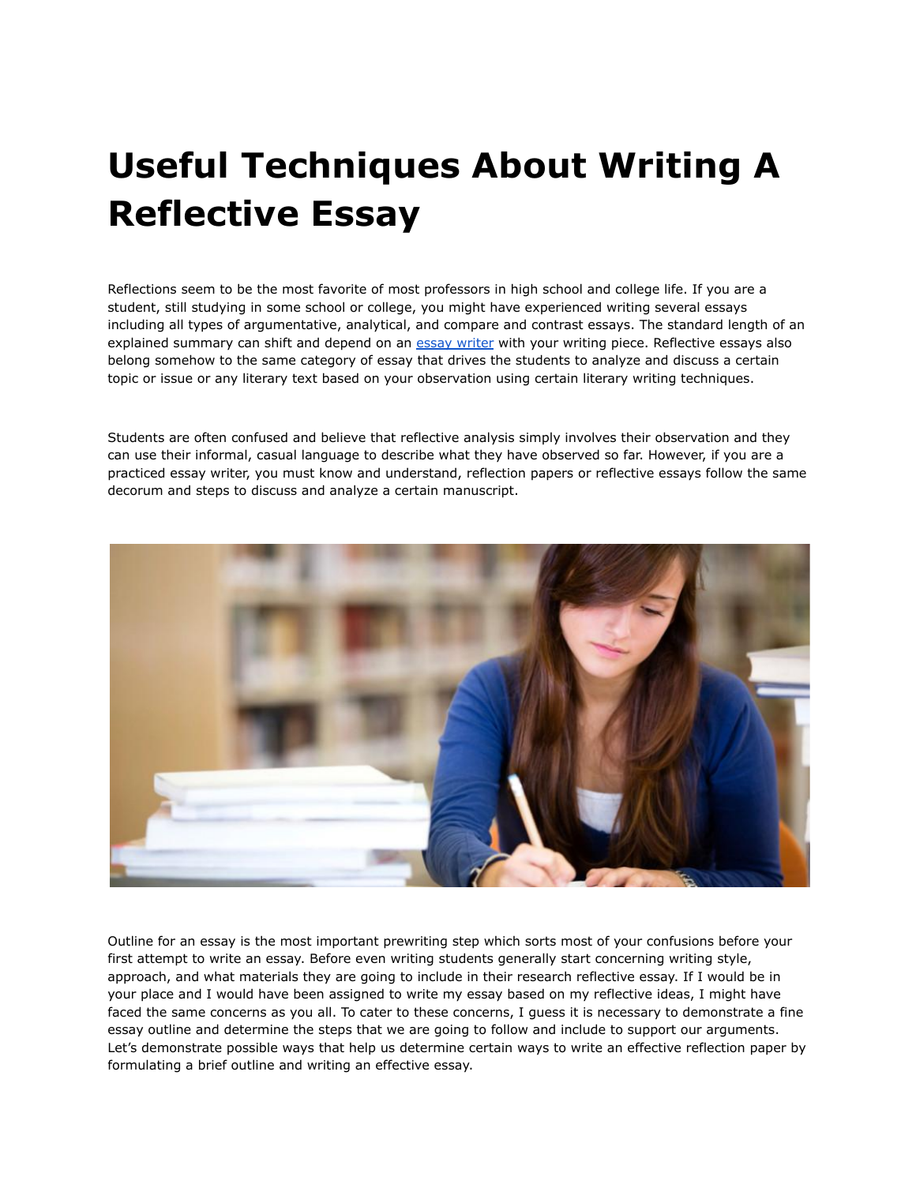# Useful Techniques About Writing A Reflective Essay

Reflections seem to be the most favorite of most professors in high school and college life. If you are a student, still studying in some school or college, you might have experienced writing several essays including all types of argumentative, analytical, and compare and contrast essays. The standard length of an explained summary can shift and depend on an [essay writer](essay writer) with your writing piece. Reflective essays also belong somehow to the same category of essay that drives the students to analyze and discuss a certain topic or issue or any literary text based on your observation using certain literary writing techniques.

Students are often confused and believe that reflective analysis simply involves their observation and they can use their informal, casual language to describe what they have observed so far. However, if you are a practiced essay writer, you must know and understand, reflection papers or reflective essays follow the same decorum and steps to discuss and analyze a certain manuscript.

Outline for an essay is the most important prewriting step which sorts most of your confusions before your first attempt to write an essay. Before even writing students generally start concerning writing style, approach, and what materials they are going to include in their research reflective essay. If I would be in your place and I would have been assigned to write my essay based on my reflective ideas, I might have faced the same concerns as you all. To cater to these concerns, I guess it is necessary to demonstrate a fine essay outline and determine the steps that we are going to follow and include to support our arguments. Let's demonstrate possible ways that help us determine certain ways to write an effective reflection paper by formulating a brief outline and writing an effective essay.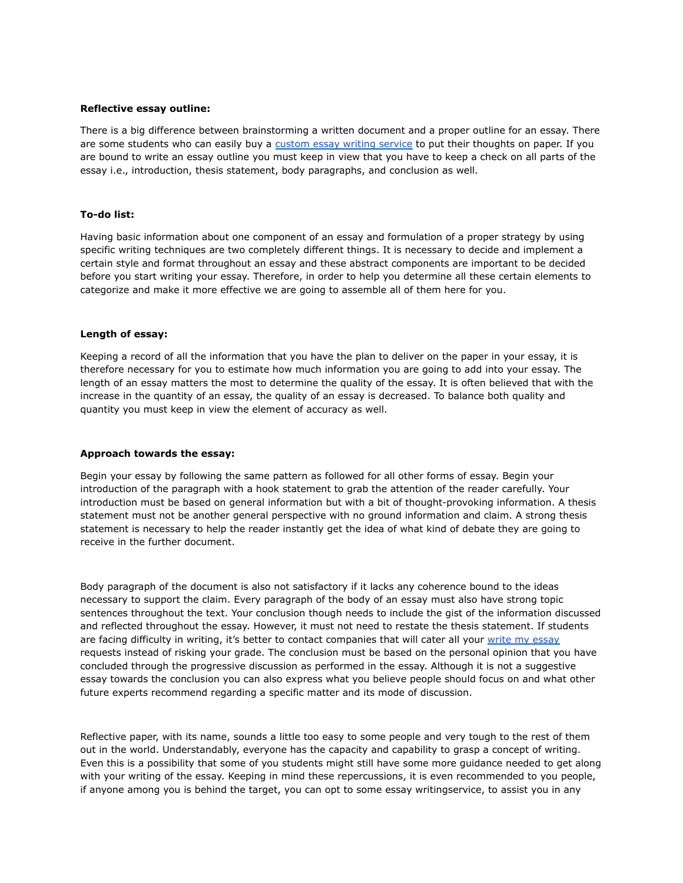**Reflective essay outline:**

There is a big difference between brainstorming a written document and a proper outline for an essay. There are some students who can easily buy a [custom essay writing service](#) to put their thoughts on paper. If you are bound to write an essay outline you must keep in view that you have to keep a check on all parts of the essay i.e., introduction, thesis statement, body paragraphs, and conclusion as well.

**To-do list:**

Having basic information about one component of an essay and formulation of a proper strategy by using specific writing techniques are two completely different things. It is necessary to decide and implement a certain style and format throughout an essay and these abstract components are important to be decided before you start writing your essay. Therefore, in order to help you determine all these certain elements to categorize and make it more effective we are going to assemble all of them here for you.

**Length of essay:**

Keeping a record of all the information that you have the plan to deliver on the paper in your essay, it is therefore necessary for you to estimate how much information you are going to add into your essay. The length of an essay matters the most to determine the quality of the essay. It is often believed that with the increase in the quantity of an essay, the quality of an essay is decreased. To balance both quality and quantity you must keep in view the element of accuracy as well.

**Approach towards the essay:**

Begin your essay by following the same pattern as followed for all other forms of essay. Begin your introduction of the paragraph with a hook statement to grab the attention of the reader carefully. Your introduction must be based on general information but with a bit of thought-provoking information. A thesis statement must not be another general perspective with no ground information and claim. A strong thesis statement is necessary to help the reader instantly get the idea of what kind of debate they are going to receive in the further document.

Body paragraph of the document is also not satisfactory if it lacks any coherence bound to the ideas necessary to support the claim. Every paragraph of the body of an essay must also have strong topic sentences throughout the text. Your conclusion though needs to include the gist of the information discussed and reflected throughout the essay. However, it must not need to restate the thesis statement. If students are facing difficulty in writing, it's better to contact companies that will cater all your [write my essay](#) requests instead of risking your grade. The conclusion must be based on the personal opinion that you have concluded through the progressive discussion as performed in the essay. Although it is not a suggestive essay towards the conclusion you can also express what you believe people should focus on and what other future experts recommend regarding a specific matter and its mode of discussion.

Reflective paper, with its name, sounds a little too easy to some people and very tough to the rest of them out in the world. Understandably, everyone has the capacity and capability to grasp a concept of writing. Even this is a possibility that some of you students might still have some more guidance needed to get along with your writing of the essay. Keeping in mind these repercussions, it is even recommended to you people, if anyone among you is behind the target, you can opt to some essay writingservice, to assist you in any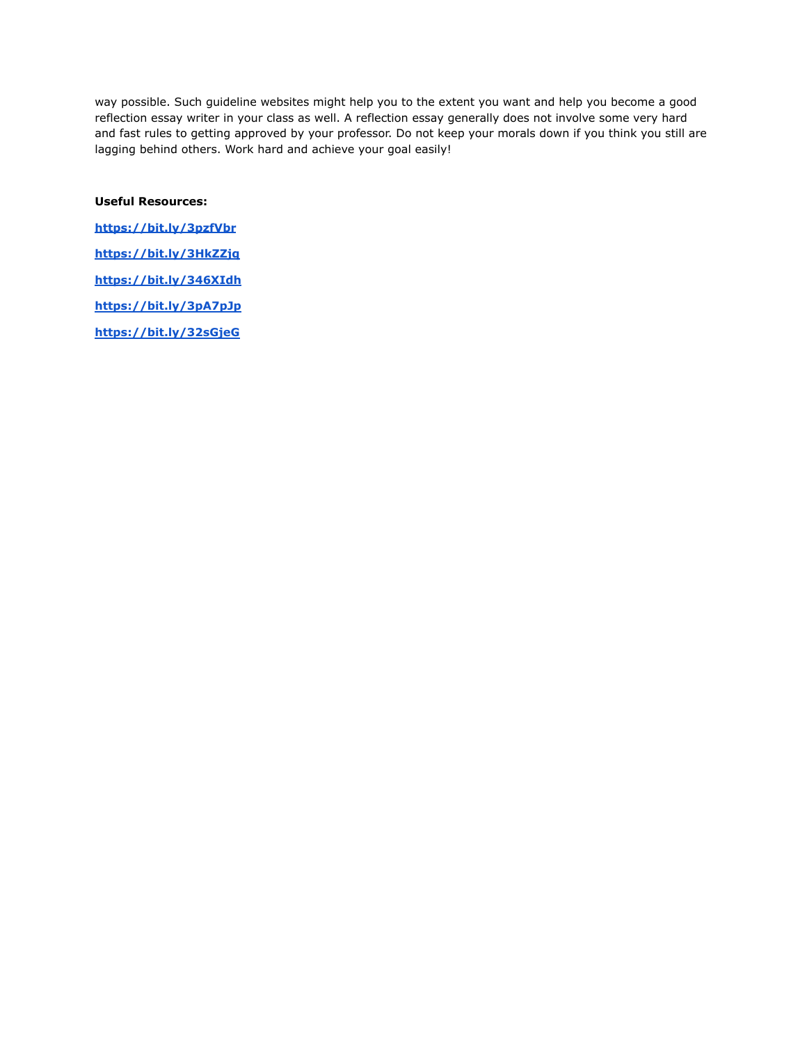way possible. Such guideline websites might help you to the extent you want and help you become a good reflection essay writer in your class as well. A reflection essay generally does not involve some very hard and fast rules to getting approved by your professor. Do not keep your morals down if you think you still are lagging behind others. Work hard and achieve your goal easily!

**Useful Resources:**

**https://bit.ly/3pzfVbr**

**https://bit.ly/3HkZZjq**

**https://bit.ly/346XIdh**

**https://bit.ly/3pA7pJp**

**https://bit.ly/32sGjeG**